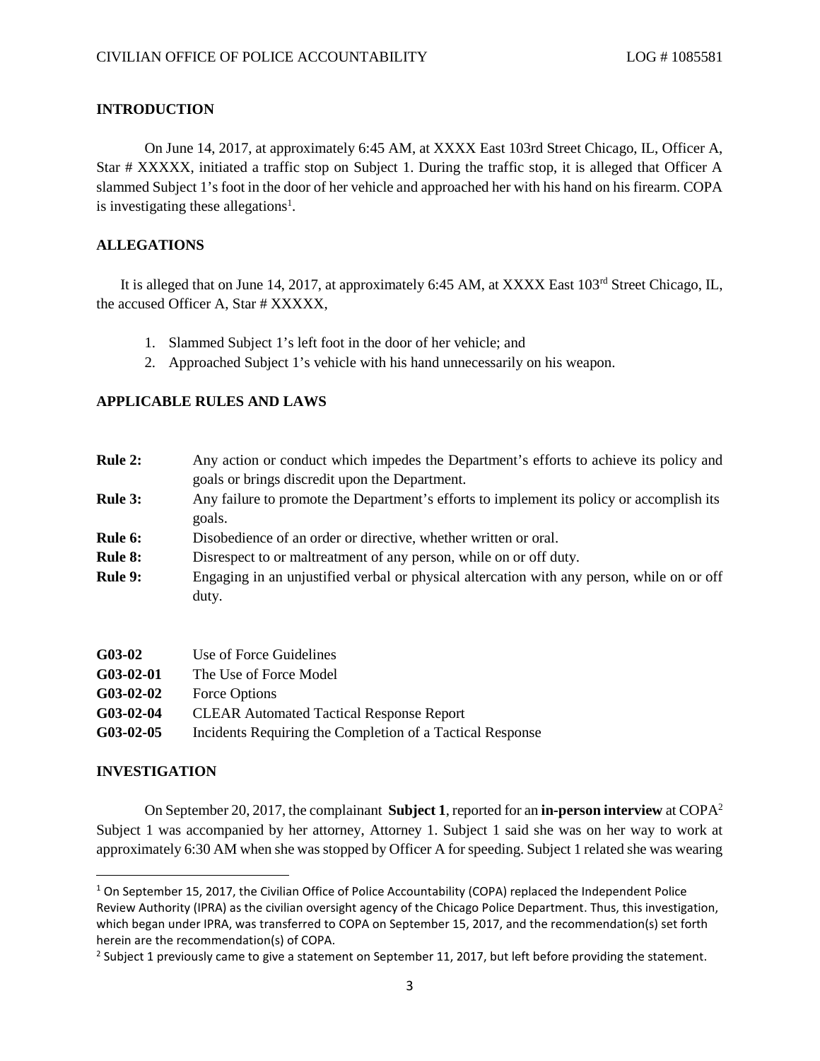## INTRODUCTION

On June 14, 2017, at approximately 6:45 AM, at XXXX East 103rd Street Chicago, IL, Officer A, Star # XXXXX, initiated a traffic stop on Subject 1. During the traffic stop, it is alleged that Officer A slammed Subject 1's foot in the door of her vehicle and approached her with his hand on his firearm. COPA is investigating these allegations[1].

## ALLEGATIONS

It is alleged that on June 14, 2017, at approximately 6:45 AM, at XXXX East 103rd Street Chicago, IL, the accused Officer A, Star # XXXXX,

1. Slammed Subject 1's left foot in the door of her vehicle; and
2. Approached Subject 1's vehicle with his hand unnecessarily on his weapon.

## APPLICABLE RULES AND LAWS

**Rule 2:** Any action or conduct which impedes the Department's efforts to achieve its policy and goals or brings discredit upon the Department.

**Rule 3:** Any failure to promote the Department's efforts to implement its policy or accomplish its goals.

**Rule 6:** Disobedience of an order or directive, whether written or oral.

**Rule 8:** Disrespect to or maltreatment of any person, while on or off duty.

**Rule 9:** Engaging in an unjustified verbal or physical altercation with any person, while on or off duty.

**G03-02** Use of Force Guidelines

**G03-02-01** The Use of Force Model

**G03-02-02** Force Options

**G03-02-04** CLEAR Automated Tactical Response Report

**G03-02-05** Incidents Requiring the Completion of a Tactical Response

## INVESTIGATION

On September 20, 2017, the complainant **Subject 1**, reported for an **in-person interview** at COPA[2] Subject 1 was accompanied by her attorney, Attorney 1. Subject 1 said she was on her way to work at approximately 6:30 AM when she was stopped by Officer A for speeding. Subject 1 related she was wearing

---

[1] On September 15, 2017, the Civilian Office of Police Accountability (COPA) replaced the Independent Police Review Authority (IPRA) as the civilian oversight agency of the Chicago Police Department. Thus, this investigation, which began under IPRA, was transferred to COPA on September 15, 2017, and the recommendation(s) set forth herein are the recommendation(s) of COPA.

[2] Subject 1 previously came to give a statement on September 11, 2017, but left before providing the statement.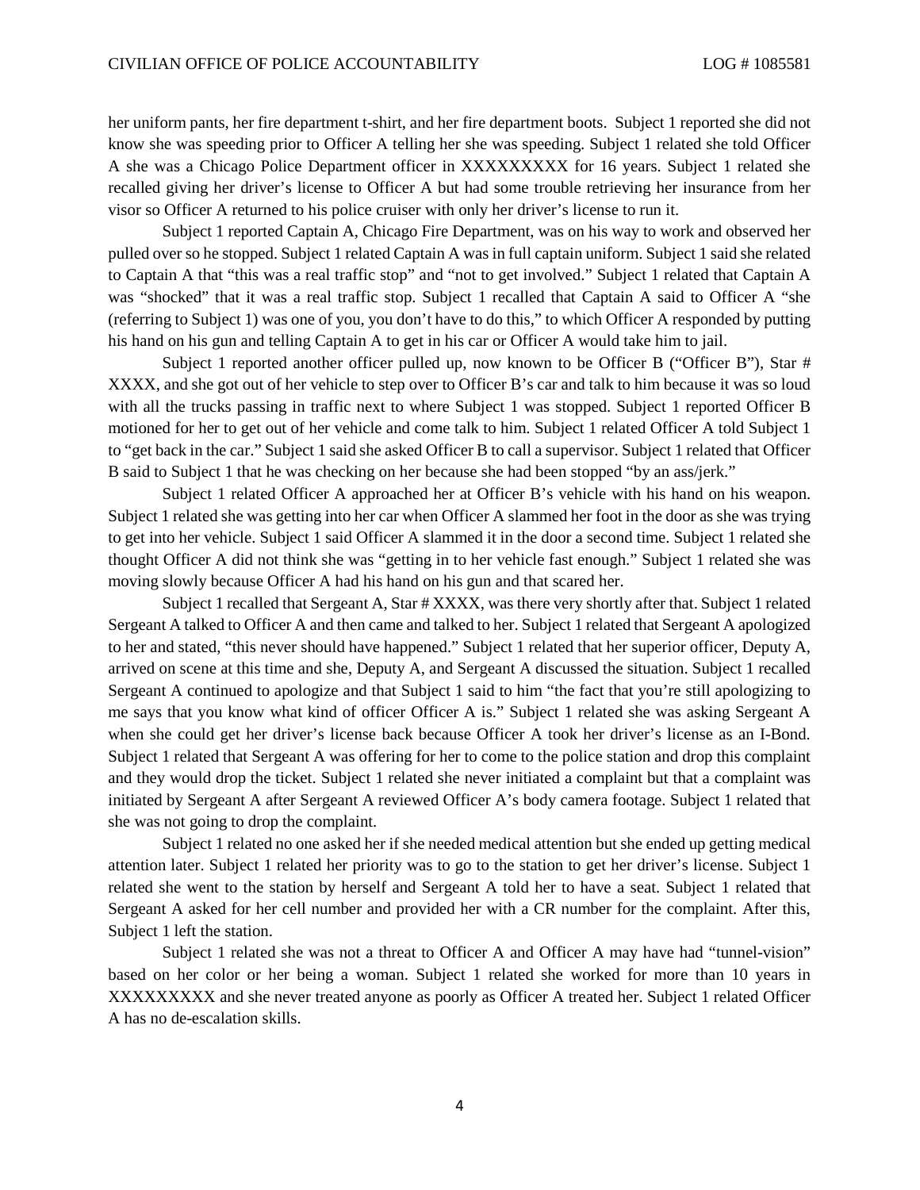her uniform pants, her fire department t-shirt, and her fire department boots. Subject 1 reported she did not know she was speeding prior to Officer A telling her she was speeding. Subject 1 related she told Officer A she was a Chicago Police Department officer in XXXXXXXXX for 16 years. Subject 1 related she recalled giving her driver's license to Officer A but had some trouble retrieving her insurance from her visor so Officer A returned to his police cruiser with only her driver's license to run it.

Subject 1 reported Captain A, Chicago Fire Department, was on his way to work and observed her pulled over so he stopped. Subject 1 related Captain A was in full captain uniform. Subject 1 said she related to Captain A that "this was a real traffic stop" and "not to get involved." Subject 1 related that Captain A was "shocked" that it was a real traffic stop. Subject 1 recalled that Captain A said to Officer A "she (referring to Subject 1) was one of you, you don't have to do this," to which Officer A responded by putting his hand on his gun and telling Captain A to get in his car or Officer A would take him to jail.

Subject 1 reported another officer pulled up, now known to be Officer B ("Officer B"), Star # XXXX, and she got out of her vehicle to step over to Officer B's car and talk to him because it was so loud with all the trucks passing in traffic next to where Subject 1 was stopped. Subject 1 reported Officer B motioned for her to get out of her vehicle and come talk to him. Subject 1 related Officer A told Subject 1 to "get back in the car." Subject 1 said she asked Officer B to call a supervisor. Subject 1 related that Officer B said to Subject 1 that he was checking on her because she had been stopped "by an ass/jerk."

Subject 1 related Officer A approached her at Officer B's vehicle with his hand on his weapon. Subject 1 related she was getting into her car when Officer A slammed her foot in the door as she was trying to get into her vehicle. Subject 1 said Officer A slammed it in the door a second time. Subject 1 related she thought Officer A did not think she was "getting in to her vehicle fast enough." Subject 1 related she was moving slowly because Officer A had his hand on his gun and that scared her.

Subject 1 recalled that Sergeant A, Star # XXXX, was there very shortly after that. Subject 1 related Sergeant A talked to Officer A and then came and talked to her. Subject 1 related that Sergeant A apologized to her and stated, "this never should have happened." Subject 1 related that her superior officer, Deputy A, arrived on scene at this time and she, Deputy A, and Sergeant A discussed the situation. Subject 1 recalled Sergeant A continued to apologize and that Subject 1 said to him "the fact that you're still apologizing to me says that you know what kind of officer Officer A is." Subject 1 related she was asking Sergeant A when she could get her driver's license back because Officer A took her driver's license as an I-Bond. Subject 1 related that Sergeant A was offering for her to come to the police station and drop this complaint and they would drop the ticket. Subject 1 related she never initiated a complaint but that a complaint was initiated by Sergeant A after Sergeant A reviewed Officer A's body camera footage. Subject 1 related that she was not going to drop the complaint.

Subject 1 related no one asked her if she needed medical attention but she ended up getting medical attention later. Subject 1 related her priority was to go to the station to get her driver's license. Subject 1 related she went to the station by herself and Sergeant A told her to have a seat. Subject 1 related that Sergeant A asked for her cell number and provided her with a CR number for the complaint. After this, Subject 1 left the station.

Subject 1 related she was not a threat to Officer A and Officer A may have had "tunnel-vision" based on her color or her being a woman. Subject 1 related she worked for more than 10 years in XXXXXXXXX and she never treated anyone as poorly as Officer A treated her. Subject 1 related Officer A has no de-escalation skills.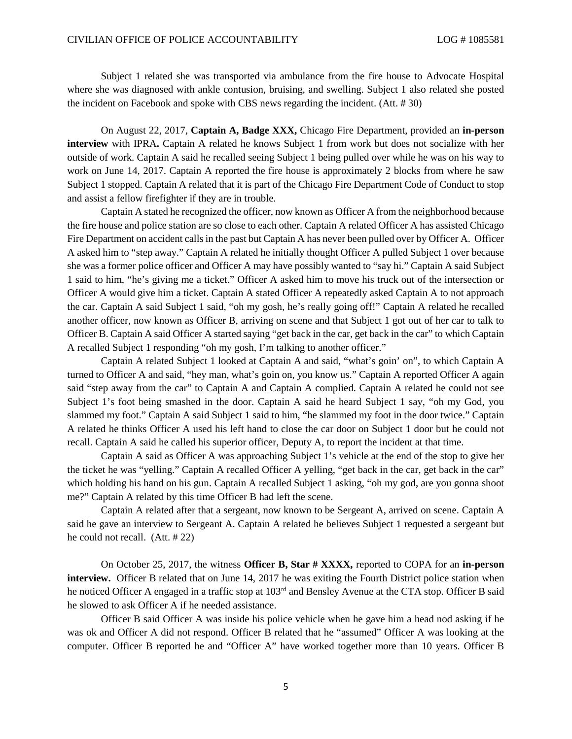Subject 1 related she was transported via ambulance from the fire house to Advocate Hospital where she was diagnosed with ankle contusion, bruising, and swelling. Subject 1 also related she posted the incident on Facebook and spoke with CBS news regarding the incident. (Att. # 30)

On August 22, 2017, **Captain A, Badge XXX,** Chicago Fire Department, provided an **in-person interview** with IPRA**.** Captain A related he knows Subject 1 from work but does not socialize with her outside of work. Captain A said he recalled seeing Subject 1 being pulled over while he was on his way to work on June 14, 2017. Captain A reported the fire house is approximately 2 blocks from where he saw Subject 1 stopped. Captain A related that it is part of the Chicago Fire Department Code of Conduct to stop and assist a fellow firefighter if they are in trouble.

Captain A stated he recognized the officer, now known as Officer A from the neighborhood because the fire house and police station are so close to each other. Captain A related Officer A has assisted Chicago Fire Department on accident calls in the past but Captain A has never been pulled over by Officer A. Officer A asked him to "step away." Captain A related he initially thought Officer A pulled Subject 1 over because she was a former police officer and Officer A may have possibly wanted to "say hi." Captain A said Subject 1 said to him, "he's giving me a ticket." Officer A asked him to move his truck out of the intersection or Officer A would give him a ticket. Captain A stated Officer A repeatedly asked Captain A to not approach the car. Captain A said Subject 1 said, "oh my gosh, he's really going off!" Captain A related he recalled another officer, now known as Officer B, arriving on scene and that Subject 1 got out of her car to talk to Officer B. Captain A said Officer A started saying "get back in the car, get back in the car" to which Captain A recalled Subject 1 responding "oh my gosh, I'm talking to another officer."

Captain A related Subject 1 looked at Captain A and said, "what's goin' on", to which Captain A turned to Officer A and said, "hey man, what's goin on, you know us." Captain A reported Officer A again said "step away from the car" to Captain A and Captain A complied. Captain A related he could not see Subject 1's foot being smashed in the door. Captain A said he heard Subject 1 say, "oh my God, you slammed my foot." Captain A said Subject 1 said to him, "he slammed my foot in the door twice." Captain A related he thinks Officer A used his left hand to close the car door on Subject 1 door but he could not recall. Captain A said he called his superior officer, Deputy A, to report the incident at that time.

Captain A said as Officer A was approaching Subject 1's vehicle at the end of the stop to give her the ticket he was "yelling." Captain A recalled Officer A yelling, "get back in the car, get back in the car" which holding his hand on his gun. Captain A recalled Subject 1 asking, "oh my god, are you gonna shoot me?" Captain A related by this time Officer B had left the scene.

Captain A related after that a sergeant, now known to be Sergeant A, arrived on scene. Captain A said he gave an interview to Sergeant A. Captain A related he believes Subject 1 requested a sergeant but he could not recall. (Att. # 22)

On October 25, 2017, the witness **Officer B, Star # XXXX,** reported to COPA for an **in-person interview.** Officer B related that on June 14, 2017 he was exiting the Fourth District police station when he noticed Officer A engaged in a traffic stop at 103rd and Bensley Avenue at the CTA stop. Officer B said he slowed to ask Officer A if he needed assistance.

Officer B said Officer A was inside his police vehicle when he gave him a head nod asking if he was ok and Officer A did not respond. Officer B related that he "assumed" Officer A was looking at the computer. Officer B reported he and "Officer A" have worked together more than 10 years. Officer B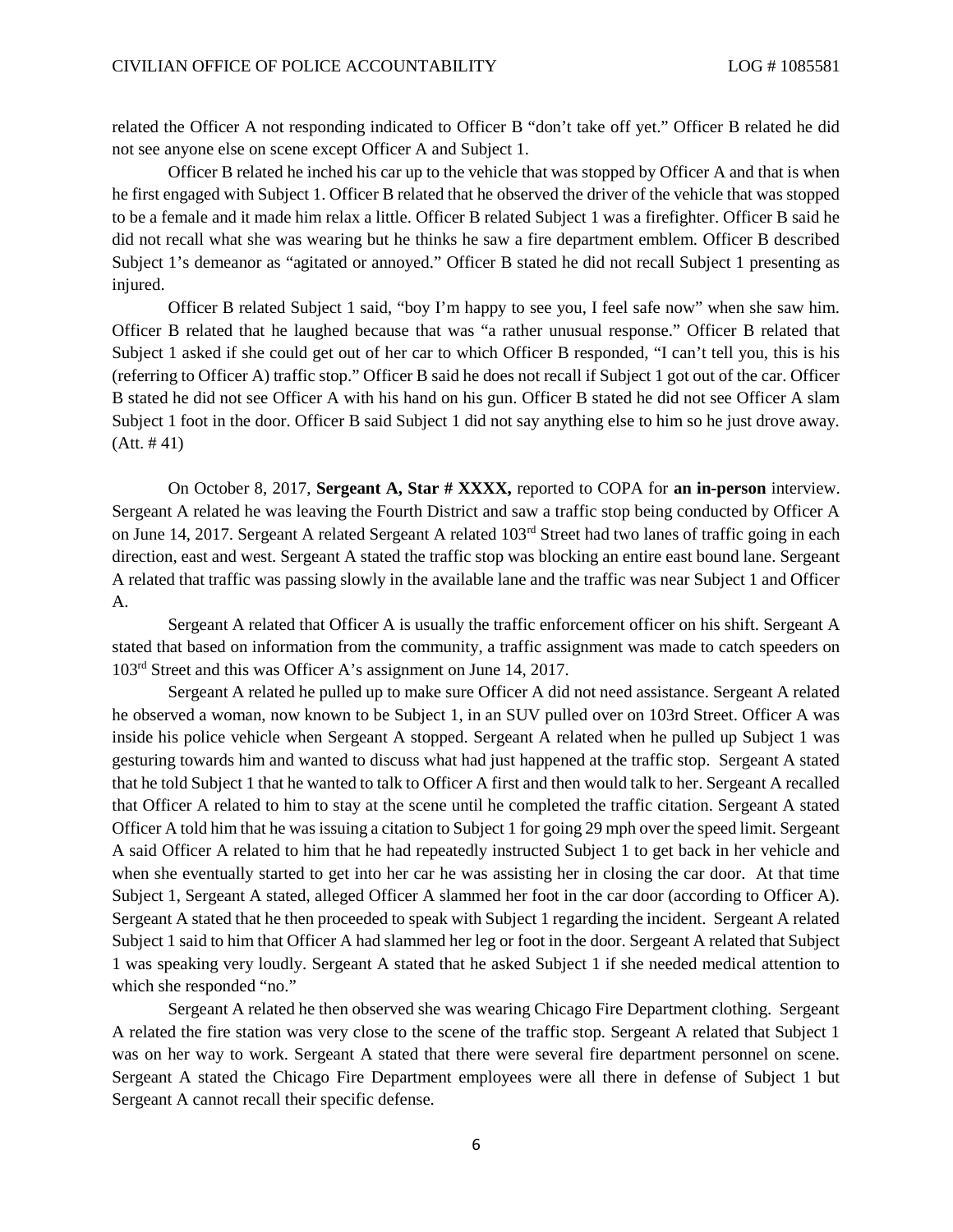related the Officer A not responding indicated to Officer B "don't take off yet." Officer B related he did not see anyone else on scene except Officer A and Subject 1.

Officer B related he inched his car up to the vehicle that was stopped by Officer A and that is when he first engaged with Subject 1. Officer B related that he observed the driver of the vehicle that was stopped to be a female and it made him relax a little. Officer B related Subject 1 was a firefighter. Officer B said he did not recall what she was wearing but he thinks he saw a fire department emblem. Officer B described Subject 1's demeanor as "agitated or annoyed." Officer B stated he did not recall Subject 1 presenting as injured.

Officer B related Subject 1 said, "boy I'm happy to see you, I feel safe now" when she saw him. Officer B related that he laughed because that was "a rather unusual response." Officer B related that Subject 1 asked if she could get out of her car to which Officer B responded, "I can't tell you, this is his (referring to Officer A) traffic stop." Officer B said he does not recall if Subject 1 got out of the car. Officer B stated he did not see Officer A with his hand on his gun. Officer B stated he did not see Officer A slam Subject 1 foot in the door. Officer B said Subject 1 did not say anything else to him so he just drove away. (Att. # 41)

On October 8, 2017, **Sergeant A, Star # XXXX,** reported to COPA for **an in-person** interview. Sergeant A related he was leaving the Fourth District and saw a traffic stop being conducted by Officer A on June 14, 2017. Sergeant A related Sergeant A related 103rd Street had two lanes of traffic going in each direction, east and west. Sergeant A stated the traffic stop was blocking an entire east bound lane. Sergeant A related that traffic was passing slowly in the available lane and the traffic was near Subject 1 and Officer A.

Sergeant A related that Officer A is usually the traffic enforcement officer on his shift. Sergeant A stated that based on information from the community, a traffic assignment was made to catch speeders on 103rd Street and this was Officer A's assignment on June 14, 2017.

Sergeant A related he pulled up to make sure Officer A did not need assistance. Sergeant A related he observed a woman, now known to be Subject 1, in an SUV pulled over on 103rd Street. Officer A was inside his police vehicle when Sergeant A stopped. Sergeant A related when he pulled up Subject 1 was gesturing towards him and wanted to discuss what had just happened at the traffic stop. Sergeant A stated that he told Subject 1 that he wanted to talk to Officer A first and then would talk to her. Sergeant A recalled that Officer A related to him to stay at the scene until he completed the traffic citation. Sergeant A stated Officer A told him that he was issuing a citation to Subject 1 for going 29 mph over the speed limit. Sergeant A said Officer A related to him that he had repeatedly instructed Subject 1 to get back in her vehicle and when she eventually started to get into her car he was assisting her in closing the car door. At that time Subject 1, Sergeant A stated, alleged Officer A slammed her foot in the car door (according to Officer A). Sergeant A stated that he then proceeded to speak with Subject 1 regarding the incident. Sergeant A related Subject 1 said to him that Officer A had slammed her leg or foot in the door. Sergeant A related that Subject 1 was speaking very loudly. Sergeant A stated that he asked Subject 1 if she needed medical attention to which she responded "no."

Sergeant A related he then observed she was wearing Chicago Fire Department clothing. Sergeant A related the fire station was very close to the scene of the traffic stop. Sergeant A related that Subject 1 was on her way to work. Sergeant A stated that there were several fire department personnel on scene. Sergeant A stated the Chicago Fire Department employees were all there in defense of Subject 1 but Sergeant A cannot recall their specific defense.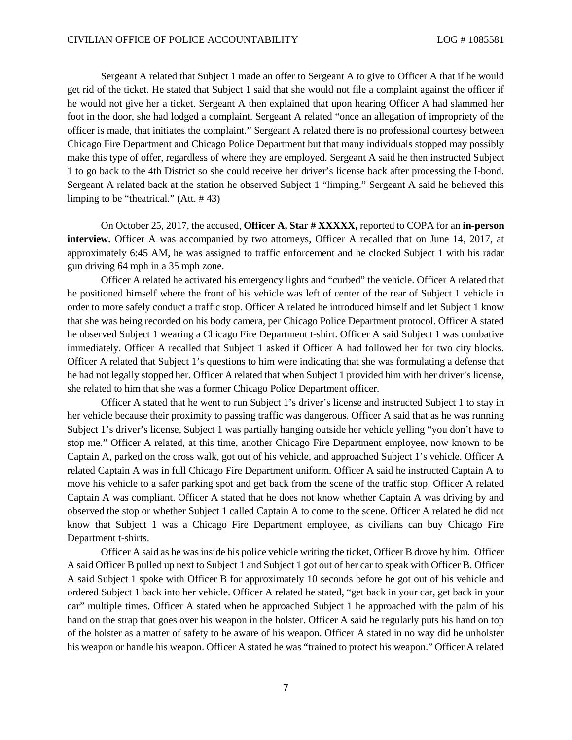Sergeant A related that Subject 1 made an offer to Sergeant A to give to Officer A that if he would get rid of the ticket. He stated that Subject 1 said that she would not file a complaint against the officer if he would not give her a ticket. Sergeant A then explained that upon hearing Officer A had slammed her foot in the door, she had lodged a complaint. Sergeant A related "once an allegation of impropriety of the officer is made, that initiates the complaint." Sergeant A related there is no professional courtesy between Chicago Fire Department and Chicago Police Department but that many individuals stopped may possibly make this type of offer, regardless of where they are employed. Sergeant A said he then instructed Subject 1 to go back to the 4th District so she could receive her driver's license back after processing the I-bond. Sergeant A related back at the station he observed Subject 1 "limping." Sergeant A said he believed this limping to be "theatrical." (Att. # 43)

On October 25, 2017, the accused, **Officer A, Star # XXXXX,** reported to COPA for an **in-person interview.** Officer A was accompanied by two attorneys, Officer A recalled that on June 14, 2017, at approximately 6:45 AM, he was assigned to traffic enforcement and he clocked Subject 1 with his radar gun driving 64 mph in a 35 mph zone.

Officer A related he activated his emergency lights and "curbed" the vehicle. Officer A related that he positioned himself where the front of his vehicle was left of center of the rear of Subject 1 vehicle in order to more safely conduct a traffic stop. Officer A related he introduced himself and let Subject 1 know that she was being recorded on his body camera, per Chicago Police Department protocol. Officer A stated he observed Subject 1 wearing a Chicago Fire Department t-shirt. Officer A said Subject 1 was combative immediately. Officer A recalled that Subject 1 asked if Officer A had followed her for two city blocks. Officer A related that Subject 1's questions to him were indicating that she was formulating a defense that he had not legally stopped her. Officer A related that when Subject 1 provided him with her driver's license, she related to him that she was a former Chicago Police Department officer.

Officer A stated that he went to run Subject 1's driver's license and instructed Subject 1 to stay in her vehicle because their proximity to passing traffic was dangerous. Officer A said that as he was running Subject 1's driver's license, Subject 1 was partially hanging outside her vehicle yelling "you don't have to stop me." Officer A related, at this time, another Chicago Fire Department employee, now known to be Captain A, parked on the cross walk, got out of his vehicle, and approached Subject 1's vehicle. Officer A related Captain A was in full Chicago Fire Department uniform. Officer A said he instructed Captain A to move his vehicle to a safer parking spot and get back from the scene of the traffic stop. Officer A related Captain A was compliant. Officer A stated that he does not know whether Captain A was driving by and observed the stop or whether Subject 1 called Captain A to come to the scene. Officer A related he did not know that Subject 1 was a Chicago Fire Department employee, as civilians can buy Chicago Fire Department t-shirts.

Officer A said as he was inside his police vehicle writing the ticket, Officer B drove by him. Officer A said Officer B pulled up next to Subject 1 and Subject 1 got out of her car to speak with Officer B. Officer A said Subject 1 spoke with Officer B for approximately 10 seconds before he got out of his vehicle and ordered Subject 1 back into her vehicle. Officer A related he stated, "get back in your car, get back in your car" multiple times. Officer A stated when he approached Subject 1 he approached with the palm of his hand on the strap that goes over his weapon in the holster. Officer A said he regularly puts his hand on top of the holster as a matter of safety to be aware of his weapon. Officer A stated in no way did he unholster his weapon or handle his weapon. Officer A stated he was "trained to protect his weapon." Officer A related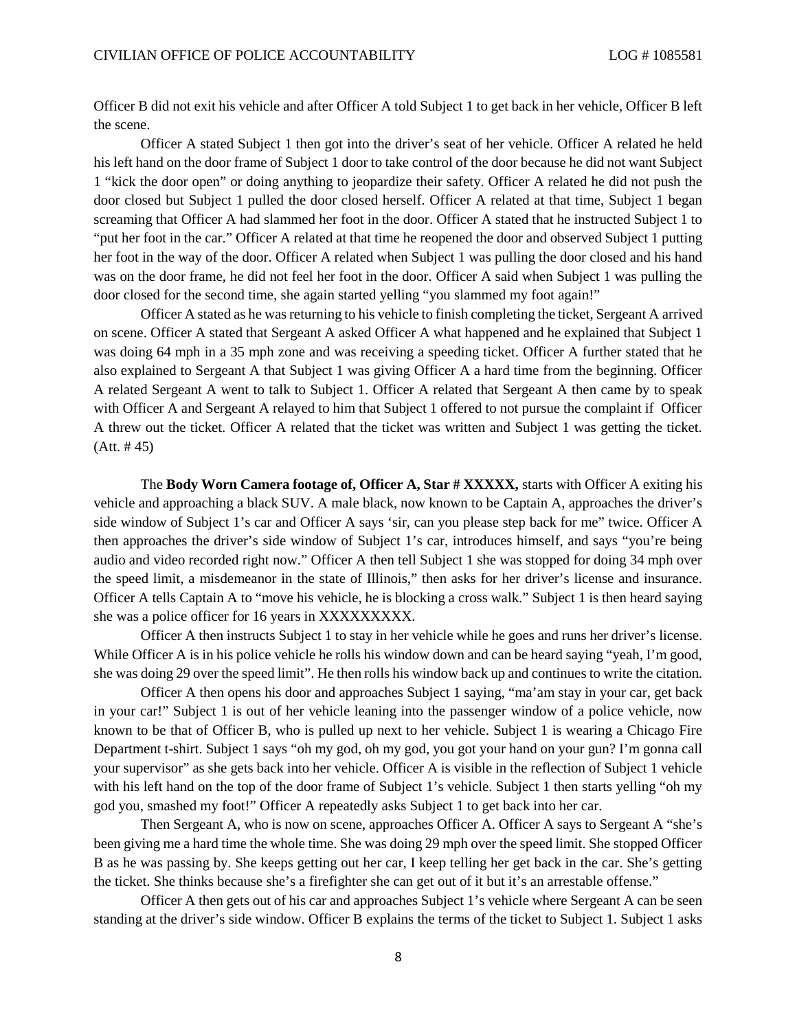Officer B did not exit his vehicle and after Officer A told Subject 1 to get back in her vehicle, Officer B left the scene.

Officer A stated Subject 1 then got into the driver's seat of her vehicle. Officer A related he held his left hand on the door frame of Subject 1 door to take control of the door because he did not want Subject 1 "kick the door open" or doing anything to jeopardize their safety. Officer A related he did not push the door closed but Subject 1 pulled the door closed herself. Officer A related at that time, Subject 1 began screaming that Officer A had slammed her foot in the door. Officer A stated that he instructed Subject 1 to "put her foot in the car." Officer A related at that time he reopened the door and observed Subject 1 putting her foot in the way of the door. Officer A related when Subject 1 was pulling the door closed and his hand was on the door frame, he did not feel her foot in the door. Officer A said when Subject 1 was pulling the door closed for the second time, she again started yelling "you slammed my foot again!"

Officer A stated as he was returning to his vehicle to finish completing the ticket, Sergeant A arrived on scene. Officer A stated that Sergeant A asked Officer A what happened and he explained that Subject 1 was doing 64 mph in a 35 mph zone and was receiving a speeding ticket. Officer A further stated that he also explained to Sergeant A that Subject 1 was giving Officer A a hard time from the beginning. Officer A related Sergeant A went to talk to Subject 1. Officer A related that Sergeant A then came by to speak with Officer A and Sergeant A relayed to him that Subject 1 offered to not pursue the complaint if Officer A threw out the ticket. Officer A related that the ticket was written and Subject 1 was getting the ticket. (Att. # 45)

The **Body Worn Camera footage of, Officer A, Star # XXXXX,** starts with Officer A exiting his vehicle and approaching a black SUV. A male black, now known to be Captain A, approaches the driver's side window of Subject 1's car and Officer A says 'sir, can you please step back for me" twice. Officer A then approaches the driver's side window of Subject 1's car, introduces himself, and says "you're being audio and video recorded right now." Officer A then tell Subject 1 she was stopped for doing 34 mph over the speed limit, a misdemeanor in the state of Illinois," then asks for her driver's license and insurance. Officer A tells Captain A to "move his vehicle, he is blocking a cross walk." Subject 1 is then heard saying she was a police officer for 16 years in XXXXXXXXX.

Officer A then instructs Subject 1 to stay in her vehicle while he goes and runs her driver's license. While Officer A is in his police vehicle he rolls his window down and can be heard saying "yeah, I'm good, she was doing 29 over the speed limit". He then rolls his window back up and continues to write the citation.

Officer A then opens his door and approaches Subject 1 saying, "ma'am stay in your car, get back in your car!" Subject 1 is out of her vehicle leaning into the passenger window of a police vehicle, now known to be that of Officer B, who is pulled up next to her vehicle. Subject 1 is wearing a Chicago Fire Department t-shirt. Subject 1 says "oh my god, oh my god, you got your hand on your gun? I'm gonna call your supervisor" as she gets back into her vehicle. Officer A is visible in the reflection of Subject 1 vehicle with his left hand on the top of the door frame of Subject 1's vehicle. Subject 1 then starts yelling "oh my god you, smashed my foot!" Officer A repeatedly asks Subject 1 to get back into her car.

Then Sergeant A, who is now on scene, approaches Officer A. Officer A says to Sergeant A "she's been giving me a hard time the whole time. She was doing 29 mph over the speed limit. She stopped Officer B as he was passing by. She keeps getting out her car, I keep telling her get back in the car. She's getting the ticket. She thinks because she's a firefighter she can get out of it but it's an arrestable offense."

Officer A then gets out of his car and approaches Subject 1's vehicle where Sergeant A can be seen standing at the driver's side window. Officer B explains the terms of the ticket to Subject 1. Subject 1 asks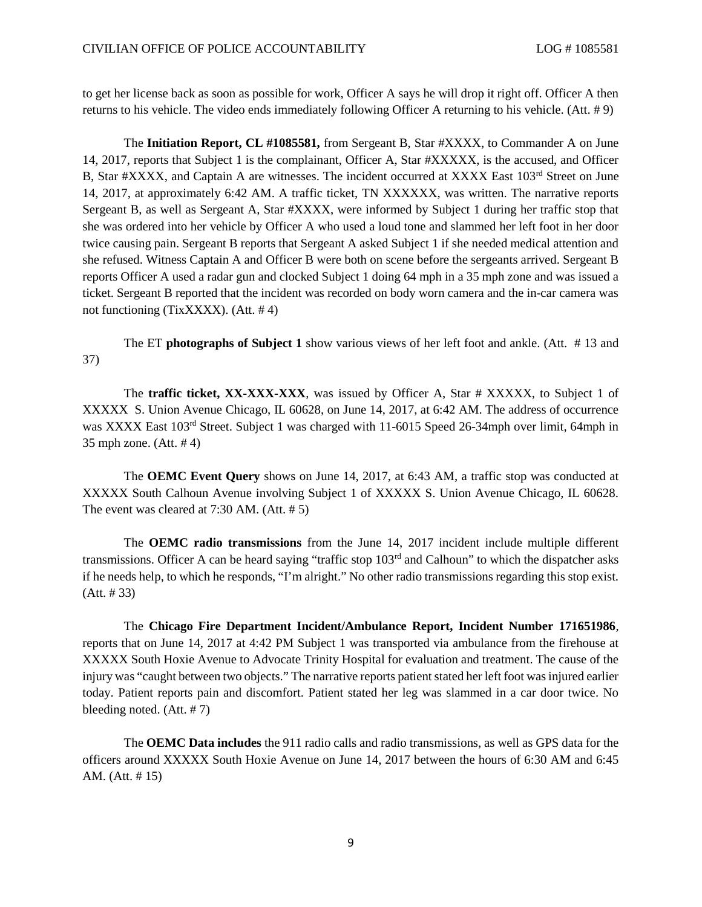to get her license back as soon as possible for work, Officer A says he will drop it right off. Officer A then returns to his vehicle. The video ends immediately following Officer A returning to his vehicle. (Att. # 9)

The **Initiation Report, CL #1085581,** from Sergeant B, Star #XXXX, to Commander A on June 14, 2017, reports that Subject 1 is the complainant, Officer A, Star #XXXXX, is the accused, and Officer B, Star #XXXX, and Captain A are witnesses. The incident occurred at XXXX East 103rd Street on June 14, 2017, at approximately 6:42 AM. A traffic ticket, TN XXXXXX, was written. The narrative reports Sergeant B, as well as Sergeant A, Star #XXXX, were informed by Subject 1 during her traffic stop that she was ordered into her vehicle by Officer A who used a loud tone and slammed her left foot in her door twice causing pain. Sergeant B reports that Sergeant A asked Subject 1 if she needed medical attention and she refused. Witness Captain A and Officer B were both on scene before the sergeants arrived. Sergeant B reports Officer A used a radar gun and clocked Subject 1 doing 64 mph in a 35 mph zone and was issued a ticket. Sergeant B reported that the incident was recorded on body worn camera and the in-car camera was not functioning (TixXXXX). (Att. # 4)

The ET **photographs of Subject 1** show various views of her left foot and ankle. (Att. # 13 and 37)

The **traffic ticket, XX-XXX-XXX**, was issued by Officer A, Star # XXXXX, to Subject 1 of XXXXX S. Union Avenue Chicago, IL 60628, on June 14, 2017, at 6:42 AM. The address of occurrence was XXXX East 103rd Street. Subject 1 was charged with 11-6015 Speed 26-34mph over limit, 64mph in 35 mph zone. (Att. # 4)

The **OEMC Event Query** shows on June 14, 2017, at 6:43 AM, a traffic stop was conducted at XXXXX South Calhoun Avenue involving Subject 1 of XXXXX S. Union Avenue Chicago, IL 60628. The event was cleared at 7:30 AM. (Att. # 5)

The **OEMC radio transmissions** from the June 14, 2017 incident include multiple different transmissions. Officer A can be heard saying "traffic stop 103rd and Calhoun" to which the dispatcher asks if he needs help, to which he responds, "I'm alright." No other radio transmissions regarding this stop exist. (Att. # 33)

The **Chicago Fire Department Incident/Ambulance Report, Incident Number 171651986**, reports that on June 14, 2017 at 4:42 PM Subject 1 was transported via ambulance from the firehouse at XXXXX South Hoxie Avenue to Advocate Trinity Hospital for evaluation and treatment. The cause of the injury was "caught between two objects." The narrative reports patient stated her left foot was injured earlier today. Patient reports pain and discomfort. Patient stated her leg was slammed in a car door twice. No bleeding noted. (Att. # 7)

The **OEMC Data includes** the 911 radio calls and radio transmissions, as well as GPS data for the officers around XXXXX South Hoxie Avenue on June 14, 2017 between the hours of 6:30 AM and 6:45 AM. (Att. # 15)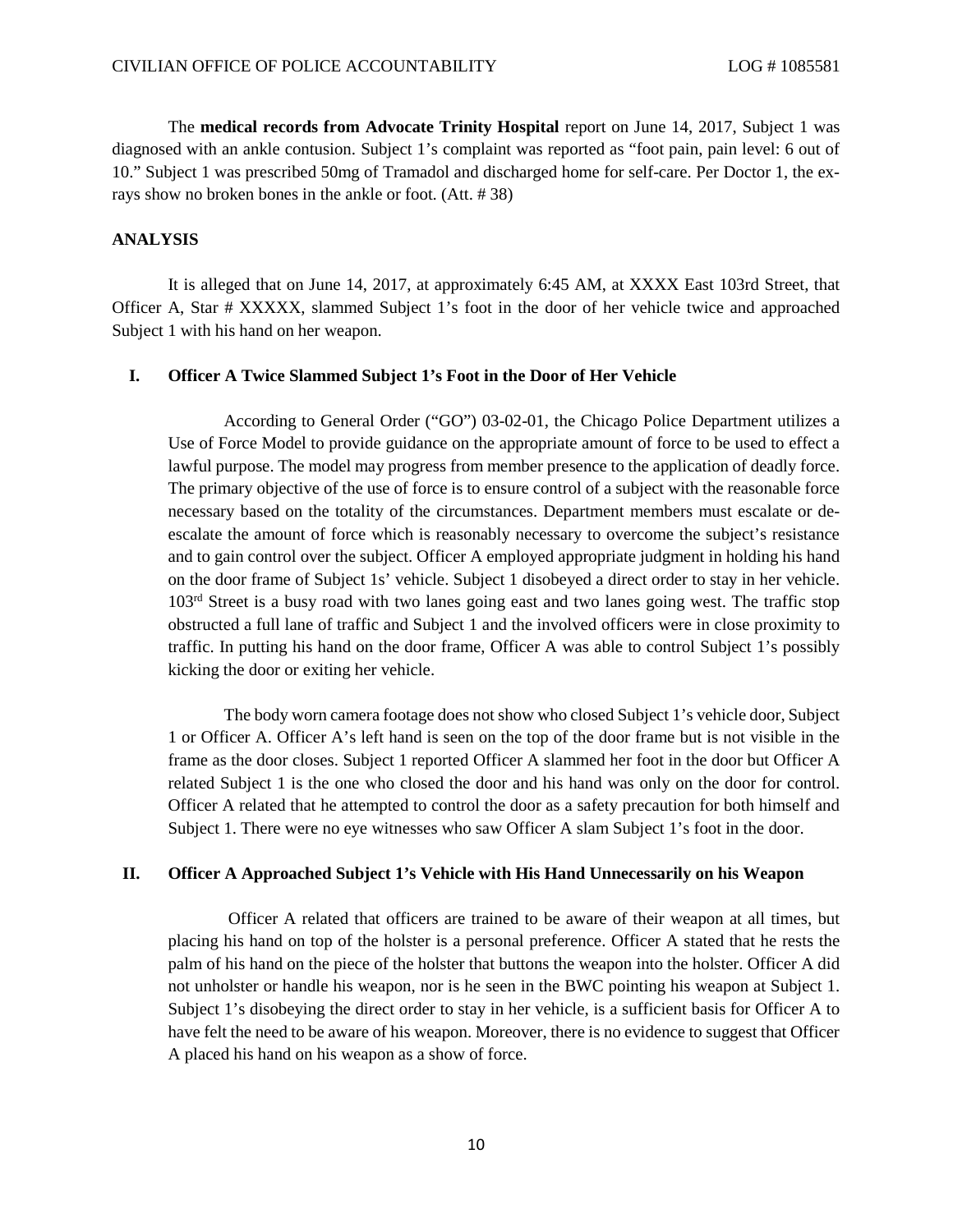The **medical records from Advocate Trinity Hospital** report on June 14, 2017, Subject 1 was diagnosed with an ankle contusion. Subject 1's complaint was reported as "foot pain, pain level: 6 out of 10." Subject 1 was prescribed 50mg of Tramadol and discharged home for self-care. Per Doctor 1, the ex-rays show no broken bones in the ankle or foot. (Att. # 38)

## ANALYSIS

It is alleged that on June 14, 2017, at approximately 6:45 AM, at XXXX East 103rd Street, that Officer A, Star # XXXXX, slammed Subject 1's foot in the door of her vehicle twice and approached Subject 1 with his hand on her weapon.

### I. Officer A Twice Slammed Subject 1's Foot in the Door of Her Vehicle

According to General Order ("GO") 03-02-01, the Chicago Police Department utilizes a Use of Force Model to provide guidance on the appropriate amount of force to be used to effect a lawful purpose. The model may progress from member presence to the application of deadly force. The primary objective of the use of force is to ensure control of a subject with the reasonable force necessary based on the totality of the circumstances. Department members must escalate or de-escalate the amount of force which is reasonably necessary to overcome the subject's resistance and to gain control over the subject. Officer A employed appropriate judgment in holding his hand on the door frame of Subject 1s' vehicle. Subject 1 disobeyed a direct order to stay in her vehicle. 103rd Street is a busy road with two lanes going east and two lanes going west. The traffic stop obstructed a full lane of traffic and Subject 1 and the involved officers were in close proximity to traffic. In putting his hand on the door frame, Officer A was able to control Subject 1's possibly kicking the door or exiting her vehicle.

The body worn camera footage does not show who closed Subject 1's vehicle door, Subject 1 or Officer A. Officer A's left hand is seen on the top of the door frame but is not visible in the frame as the door closes. Subject 1 reported Officer A slammed her foot in the door but Officer A related Subject 1 is the one who closed the door and his hand was only on the door for control. Officer A related that he attempted to control the door as a safety precaution for both himself and Subject 1. There were no eye witnesses who saw Officer A slam Subject 1's foot in the door.

### II. Officer A Approached Subject 1's Vehicle with His Hand Unnecessarily on his Weapon

Officer A related that officers are trained to be aware of their weapon at all times, but placing his hand on top of the holster is a personal preference. Officer A stated that he rests the palm of his hand on the piece of the holster that buttons the weapon into the holster. Officer A did not unholster or handle his weapon, nor is he seen in the BWC pointing his weapon at Subject 1. Subject 1's disobeying the direct order to stay in her vehicle, is a sufficient basis for Officer A to have felt the need to be aware of his weapon. Moreover, there is no evidence to suggest that Officer A placed his hand on his weapon as a show of force.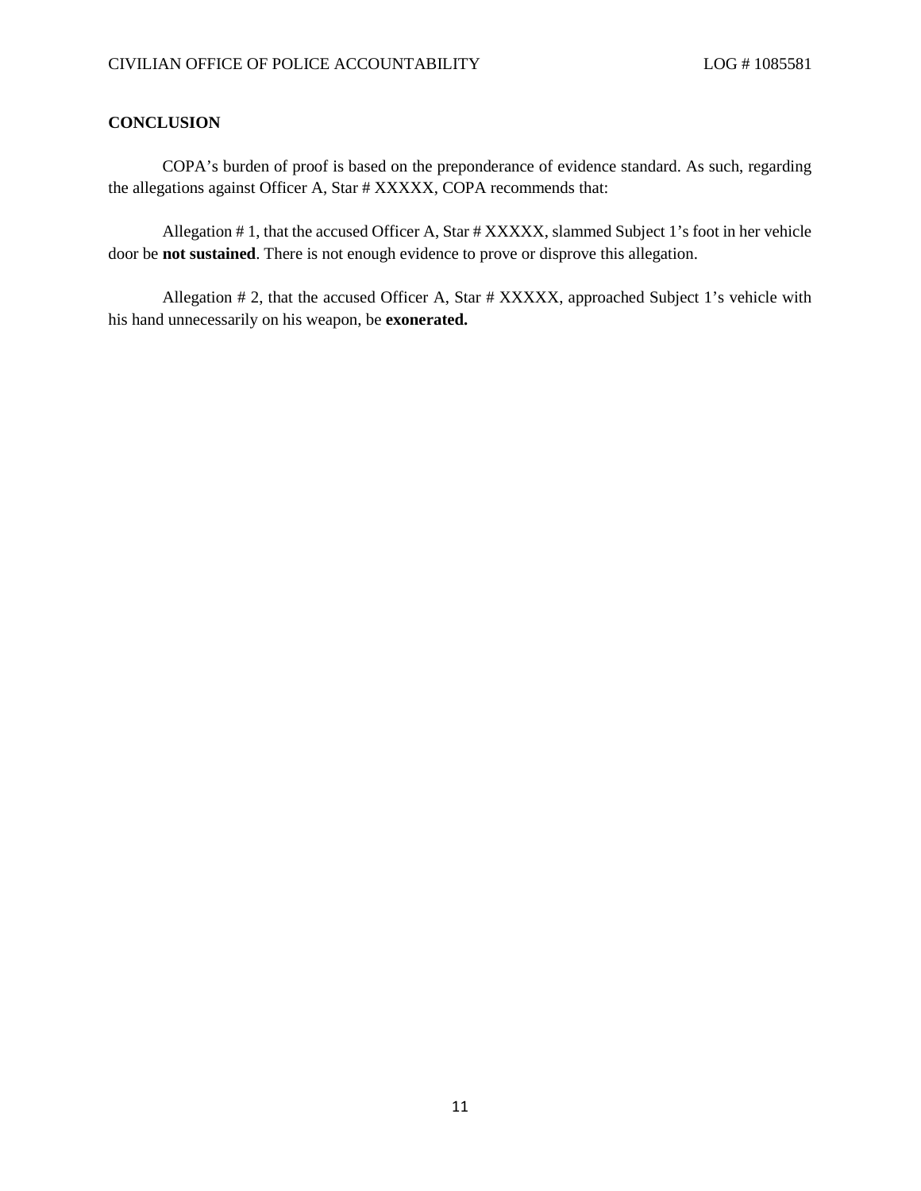## CONCLUSION

COPA's burden of proof is based on the preponderance of evidence standard. As such, regarding the allegations against Officer A, Star # XXXXX, COPA recommends that:

Allegation # 1, that the accused Officer A, Star # XXXXX, slammed Subject 1's foot in her vehicle door be **not sustained**. There is not enough evidence to prove or disprove this allegation.

Allegation # 2, that the accused Officer A, Star # XXXXX, approached Subject 1's vehicle with his hand unnecessarily on his weapon, be **exonerated.**